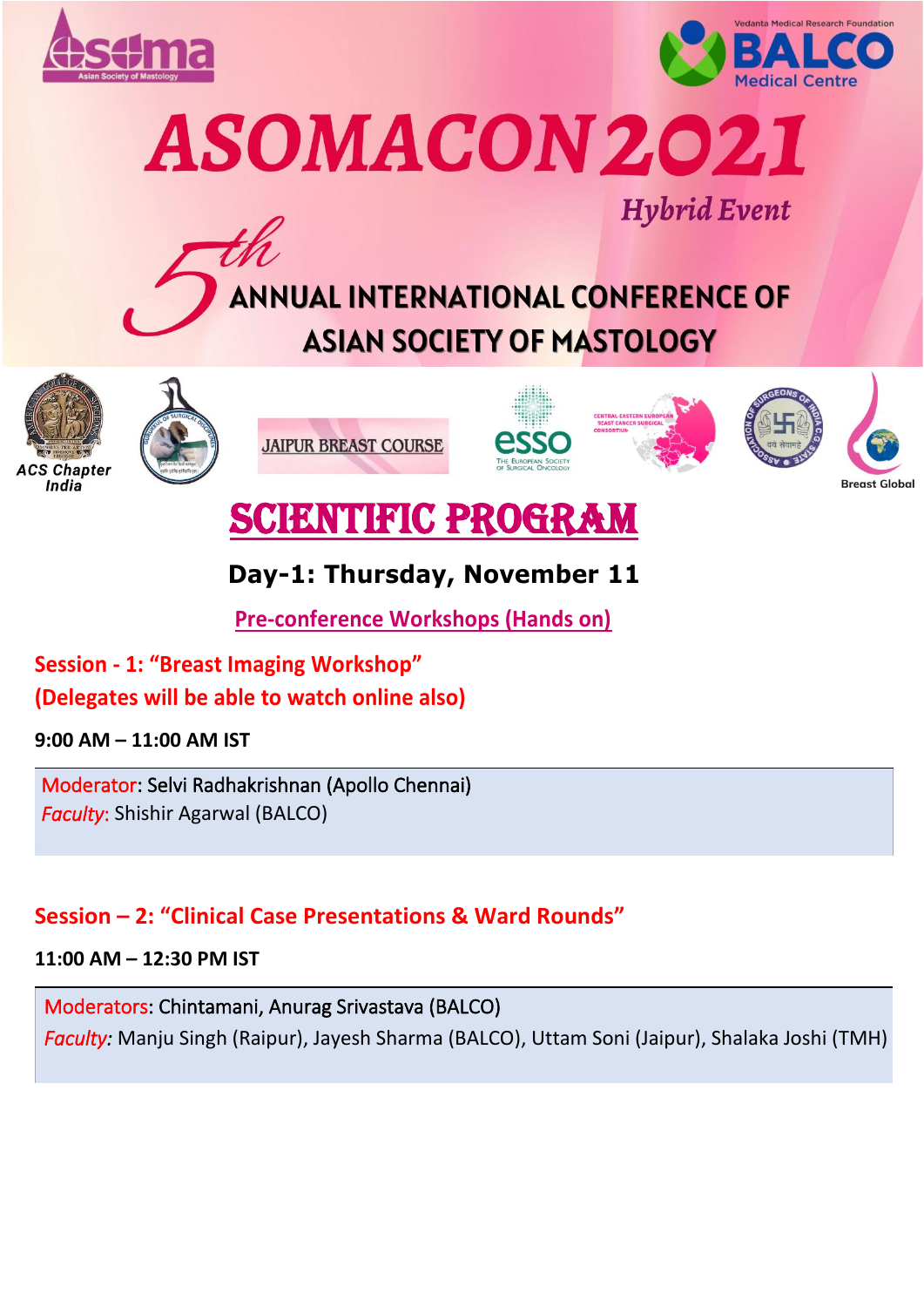# ASOMACON 2021

*Hybrid Event*

## 5th ANNUAL INTERNATIONAL CONFERENCE OF ASIAN SOCIETY OF MASTOLOGY

ACS Chapter India

JAIPUR BREAST COURSE

Breast Global

# SCIENTIFIC PROGRAM

## Day-1: Thursday, November 11

### Pre-conference Workshops (Hands on)

### Session - 1: "Breast Imaging Workshop" (Delegates will be able to watch online also)

**9:00 AM – 11:00 AM IST**

Moderator: Selvi Radhakrishnan (Apollo Chennai)
*Faculty*: Shishir Agarwal (BALCO)

### Session – 2: "Clinical Case Presentations & Ward Rounds"

**11:00 AM – 12:30 PM IST**

Moderators: Chintamani, Anurag Srivastava (BALCO)
*Faculty:* Manju Singh (Raipur), Jayesh Sharma (BALCO), Uttam Soni (Jaipur), Shalaka Joshi (TMH)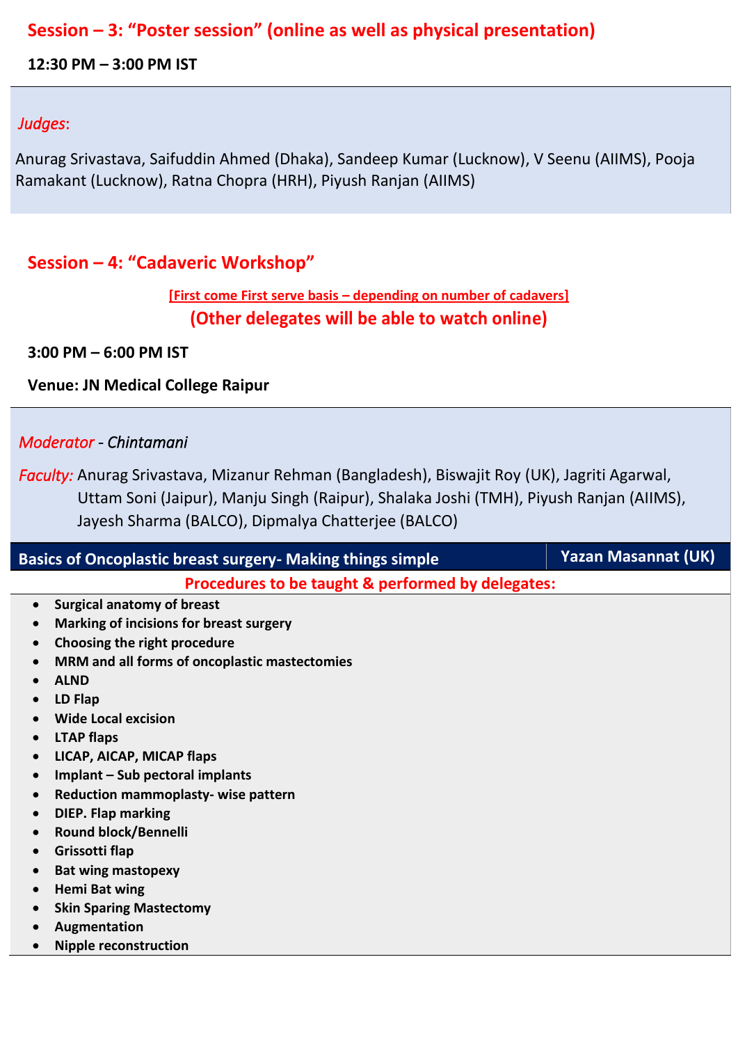## Session – 3: "Poster session" (online as well as physical presentation)

**12:30 PM – 3:00 PM IST**

*Judges*:

Anurag Srivastava, Saifuddin Ahmed (Dhaka), Sandeep Kumar (Lucknow), V Seenu (AIIMS), Pooja Ramakant (Lucknow), Ratna Chopra (HRH), Piyush Ranjan (AIIMS)

## Session – 4: "Cadaveric Workshop"

**[First come First serve basis – depending on number of cadavers]**

**(Other delegates will be able to watch online)**

**3:00 PM – 6:00 PM IST**

**Venue: JN Medical College Raipur**

*Moderator* - *Chintamani*

*Faculty:* Anurag Srivastava, Mizanur Rehman (Bangladesh), Biswajit Roy (UK), Jagriti Agarwal, Uttam Soni (Jaipur), Manju Singh (Raipur), Shalaka Joshi (TMH), Piyush Ranjan (AIIMS), Jayesh Sharma (BALCO), Dipmalya Chatterjee (BALCO)

| Basics of Oncoplastic breast surgery- Making things simple | Yazan Masannat (UK) |
|---|---|

**Procedures to be taught & performed by delegates:**

- **Surgical anatomy of breast**
- **Marking of incisions for breast surgery**
- **Choosing the right procedure**
- **MRM and all forms of oncoplastic mastectomies**
- **ALND**
- **LD Flap**
- **Wide Local excision**
- **LTAP flaps**
- **LICAP, AICAP, MICAP flaps**
- **Implant – Sub pectoral implants**
- **Reduction mammoplasty- wise pattern**
- **DIEP. Flap marking**
- **Round block/Bennelli**
- **Grissotti flap**
- **Bat wing mastopexy**
- **Hemi Bat wing**
- **Skin Sparing Mastectomy**
- **Augmentation**
- **Nipple reconstruction**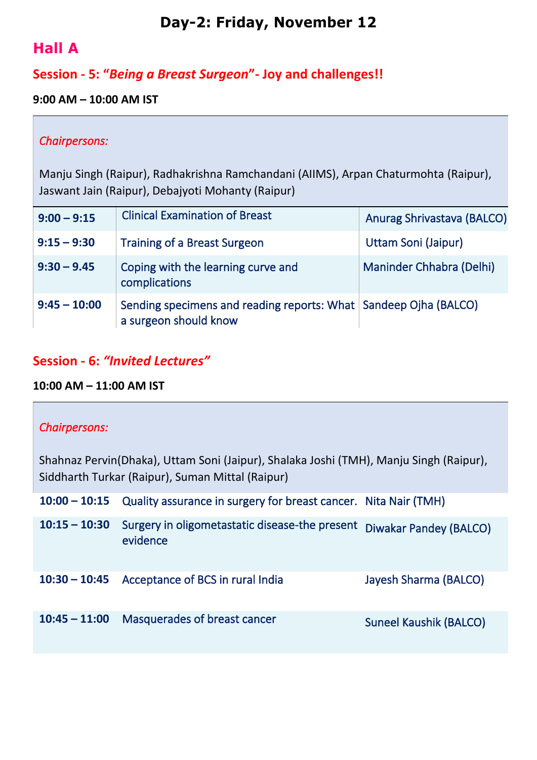# Day-2: Friday, November 12

## Hall A

### Session - 5: "*Being a Breast Surgeon*"- Joy and challenges!!

**9:00 AM – 10:00 AM IST**

*Chairpersons:*

Manju Singh (Raipur), Radhakrishna Ramchandani (AIIMS), Arpan Chaturmohta (Raipur), Jaswant Jain (Raipur), Debajyoti Mohanty (Raipur)

| Time | Topic | Speaker |
|---|---|---|
| **9:00 – 9:15** | Clinical Examination of Breast | Anurag Shrivastava (BALCO) |
| **9:15 – 9:30** | Training of a Breast Surgeon | Uttam Soni (Jaipur) |
| **9:30 – 9.45** | Coping with the learning curve and complications | Maninder Chhabra (Delhi) |
| **9:45 – 10:00** | Sending specimens and reading reports: What a surgeon should know | Sandeep Ojha (BALCO) |

### Session - 6: *"Invited Lectures"*

**10:00 AM – 11:00 AM IST**

*Chairpersons:*

Shahnaz Pervin(Dhaka), Uttam Soni (Jaipur), Shalaka Joshi (TMH), Manju Singh (Raipur), Siddharth Turkar (Raipur), Suman Mittal (Raipur)

| Time | Topic | Speaker |
|---|---|---|
| **10:00 – 10:15** | Quality assurance in surgery for breast cancer. | Nita Nair (TMH) |
| **10:15 – 10:30** | Surgery in oligometastatic disease-the present evidence | Diwakar Pandey (BALCO) |
| **10:30 – 10:45** | Acceptance of BCS in rural India | Jayesh Sharma (BALCO) |
| **10:45 – 11:00** | Masquerades of breast cancer | Suneel Kaushik (BALCO) |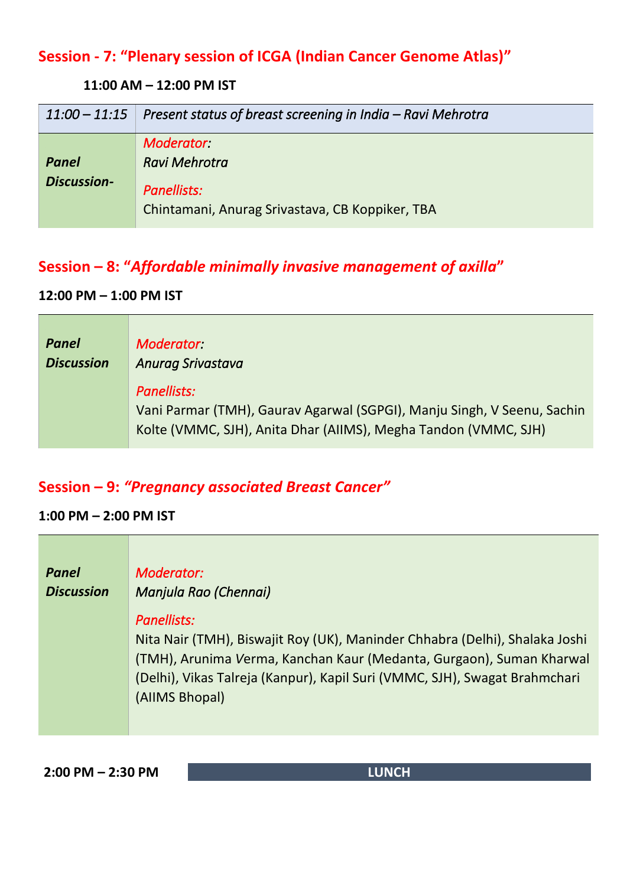## Session - 7: "Plenary session of ICGA (Indian Cancer Genome Atlas)"

**11:00 AM – 12:00 PM IST**

| | |
|---|---|
| *11:00 – 11:15* | *Present status of breast screening in India – Ravi Mehrotra* |
| ***Panel Discussion-*** | *Moderator:* *Ravi Mehrotra* *Panellists:* Chintamani, Anurag Srivastava, CB Koppiker, TBA |

## Session – 8: "*Affordable minimally invasive management of axilla*"

**12:00 PM – 1:00 PM IST**

| | |
|---|---|
| ***Panel Discussion*** | *Moderator:* *Anurag Srivastava* *Panellists:* Vani Parmar (TMH), Gaurav Agarwal (SGPGI), Manju Singh, V Seenu, Sachin Kolte (VMMC, SJH), Anita Dhar (AIIMS), Megha Tandon (VMMC, SJH) |

## Session – 9: *"Pregnancy associated Breast Cancer"*

**1:00 PM – 2:00 PM IST**

| | |
|---|---|
| ***Panel Discussion*** | *Moderator:* *Manjula Rao (Chennai)* *Panellists:* Nita Nair (TMH), Biswajit Roy (UK), Maninder Chhabra (Delhi), Shalaka Joshi (TMH), Arunima Verma, Kanchan Kaur (Medanta, Gurgaon), Suman Kharwal (Delhi), Vikas Talreja (Kanpur), Kapil Suri (VMMC, SJH), Swagat Brahmchari (AIIMS Bhopal) |

**2:00 PM – 2:30 PM** **LUNCH**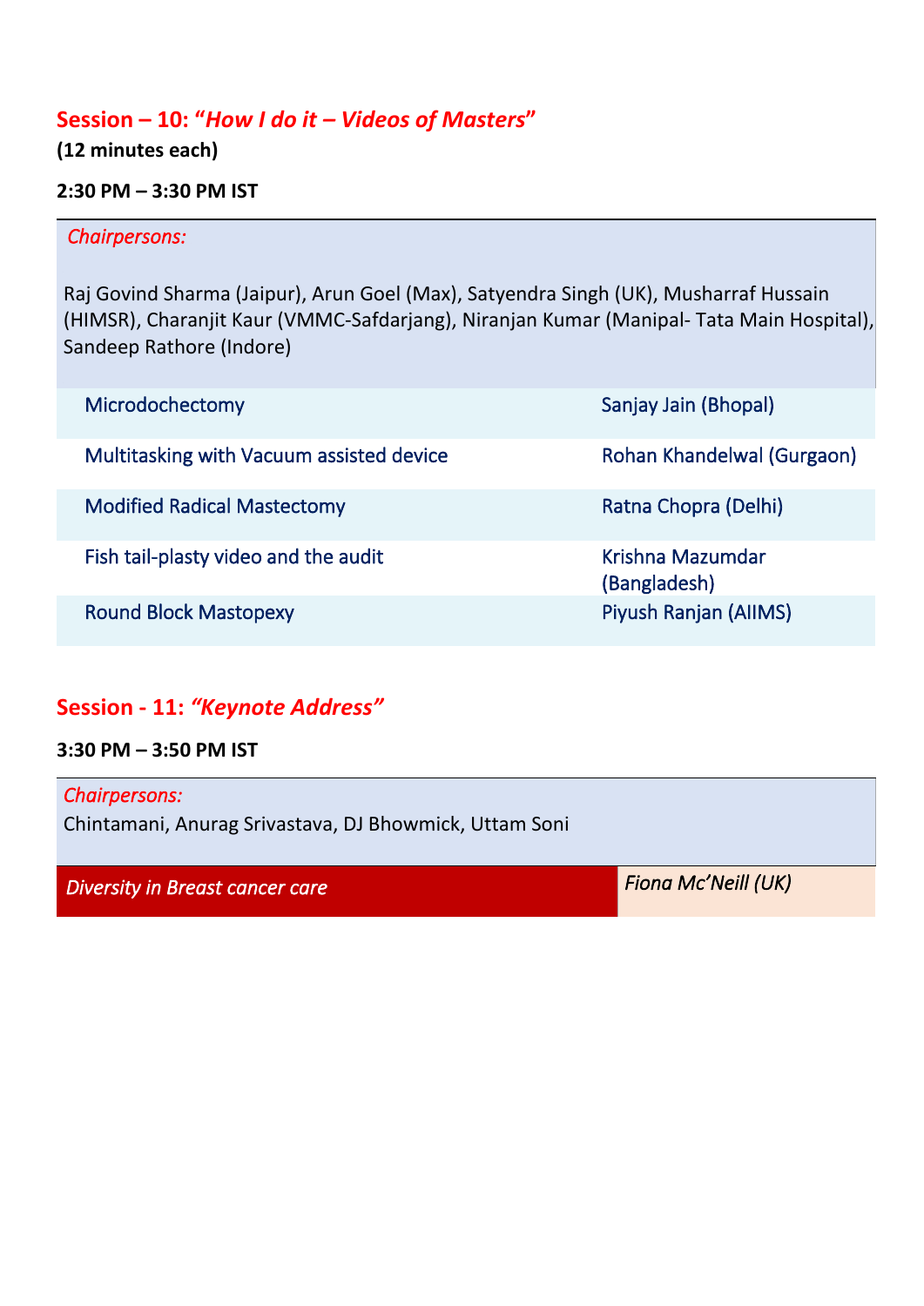## Session – 10: "*How I do it – Videos of Masters*"

**(12 minutes each)**

**2:30 PM – 3:30 PM IST**

*Chairpersons:*

Raj Govind Sharma (Jaipur), Arun Goel (Max), Satyendra Singh (UK), Musharraf Hussain (HIMSR), Charanjit Kaur (VMMC-Safdarjang), Niranjan Kumar (Manipal- Tata Main Hospital), Sandeep Rathore (Indore)

| Topic | Speaker |
| --- | --- |
| Microdochectomy | Sanjay Jain (Bhopal) |
| Multitasking with Vacuum assisted device | Rohan Khandelwal (Gurgaon) |
| Modified Radical Mastectomy | Ratna Chopra (Delhi) |
| Fish tail-plasty video and the audit | Krishna Mazumdar (Bangladesh) |
| Round Block Mastopexy | Piyush Ranjan (AIIMS) |

## Session - 11: *"Keynote Address"*

**3:30 PM – 3:50 PM IST**

*Chairpersons:*

Chintamani, Anurag Srivastava, DJ Bhowmick, Uttam Soni

| Topic | Speaker |
| --- | --- |
| *Diversity in Breast cancer care* | *Fiona Mc'Neill (UK)* |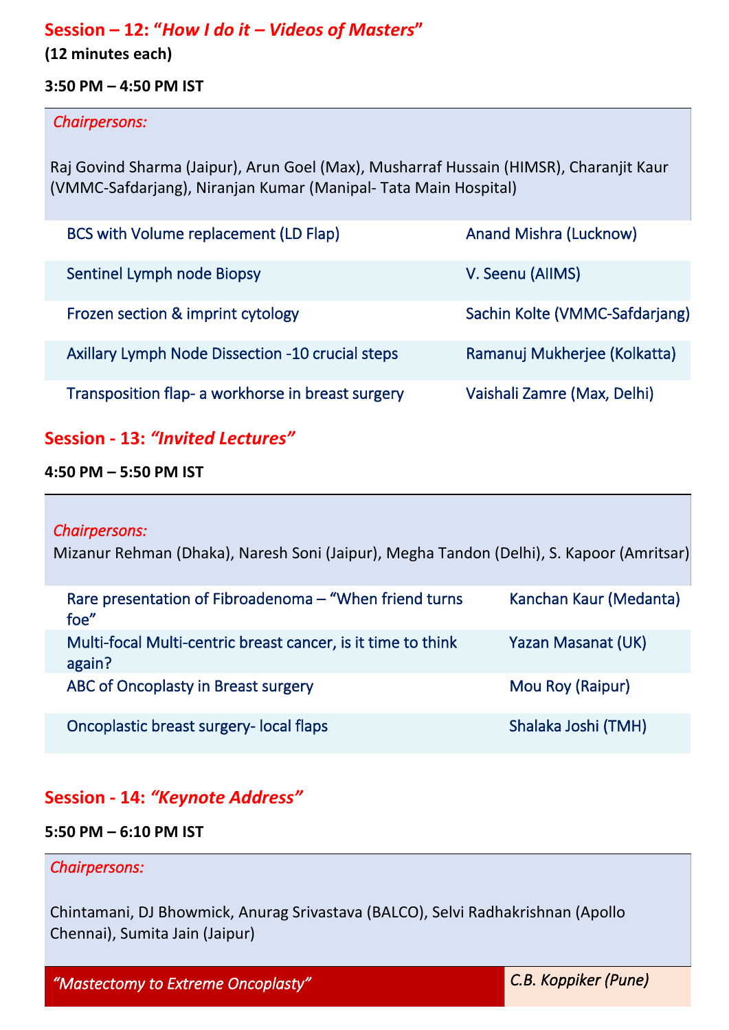## Session – 12: *"How I do it – Videos of Masters"*

**(12 minutes each)**

**3:50 PM – 4:50 PM IST**

*Chairpersons:*

Raj Govind Sharma (Jaipur), Arun Goel (Max), Musharraf Hussain (HIMSR), Charanjit Kaur (VMMC-Safdarjang), Niranjan Kumar (Manipal- Tata Main Hospital)

| Topic | Speaker |
|---|---|
| BCS with Volume replacement (LD Flap) | Anand Mishra (Lucknow) |
| Sentinel Lymph node Biopsy | V. Seenu (AIIMS) |
| Frozen section & imprint cytology | Sachin Kolte (VMMC-Safdarjang) |
| Axillary Lymph Node Dissection -10 crucial steps | Ramanuj Mukherjee (Kolkatta) |
| Transposition flap- a workhorse in breast surgery | Vaishali Zamre (Max, Delhi) |

## Session - 13: *"Invited Lectures"*

**4:50 PM – 5:50 PM IST**

*Chairpersons:*

Mizanur Rehman (Dhaka), Naresh Soni (Jaipur), Megha Tandon (Delhi), S. Kapoor (Amritsar)

| Topic | Speaker |
|---|---|
| Rare presentation of Fibroadenoma – "When friend turns foe" | Kanchan Kaur (Medanta) |
| Multi-focal Multi-centric breast cancer, is it time to think again? | Yazan Masanat (UK) |
| ABC of Oncoplasty in Breast surgery | Mou Roy (Raipur) |
| Oncoplastic breast surgery- local flaps | Shalaka Joshi (TMH) |

## Session - 14: *"Keynote Address"*

**5:50 PM – 6:10 PM IST**

*Chairpersons:*

Chintamani, DJ Bhowmick, Anurag Srivastava (BALCO), Selvi Radhakrishnan (Apollo Chennai), Sumita Jain (Jaipur)

| Topic | Speaker |
|---|---|
| *"Mastectomy to Extreme Oncoplasty"* | *C.B. Koppiker (Pune)* |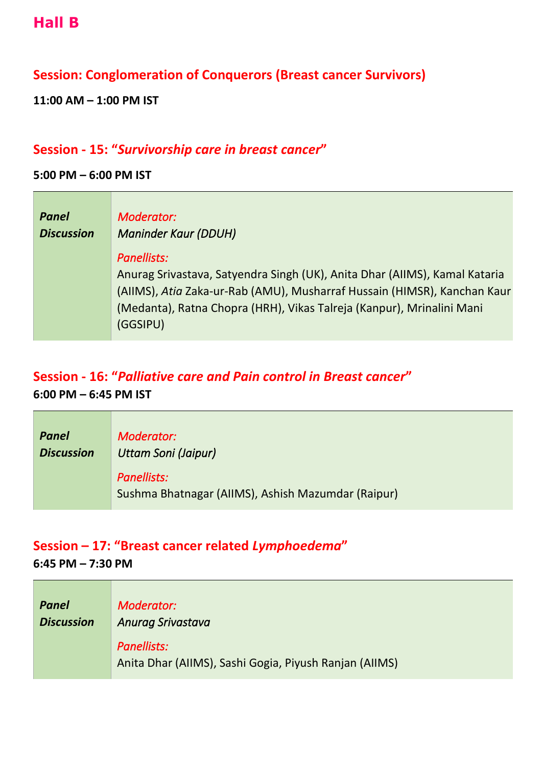# Hall B

## Session: Conglomeration of Conquerors (Breast cancer Survivors)

**11:00 AM – 1:00 PM IST**

## Session - 15: "*Survivorship care in breast cancer*"

**5:00 PM – 6:00 PM IST**

| | |
|---|---|
| ***Panel Discussion*** | *Moderator:* *Maninder Kaur (DDUH)* *Panellists:* Anurag Srivastava, Satyendra Singh (UK), Anita Dhar (AIIMS), Kamal Kataria (AIIMS), *Atia* Zaka-ur-Rab (AMU), Musharraf Hussain (HIMSR), Kanchan Kaur (Medanta), Ratna Chopra (HRH), Vikas Talreja (Kanpur), Mrinalini Mani (GGSIPU) |

## Session - 16: "*Palliative care and Pain control in Breast cancer*"

**6:00 PM – 6:45 PM IST**

| | |
|---|---|
| ***Panel Discussion*** | *Moderator:* *Uttam Soni (Jaipur)* *Panellists:* Sushma Bhatnagar (AIIMS), Ashish Mazumdar (Raipur) |

## Session – 17: "Breast cancer related *Lymphoedema*"

**6:45 PM – 7:30 PM**

| | |
|---|---|
| ***Panel Discussion*** | *Moderator:* *Anurag Srivastava* *Panellists:* Anita Dhar (AIIMS), Sashi Gogia, Piyush Ranjan (AIIMS) |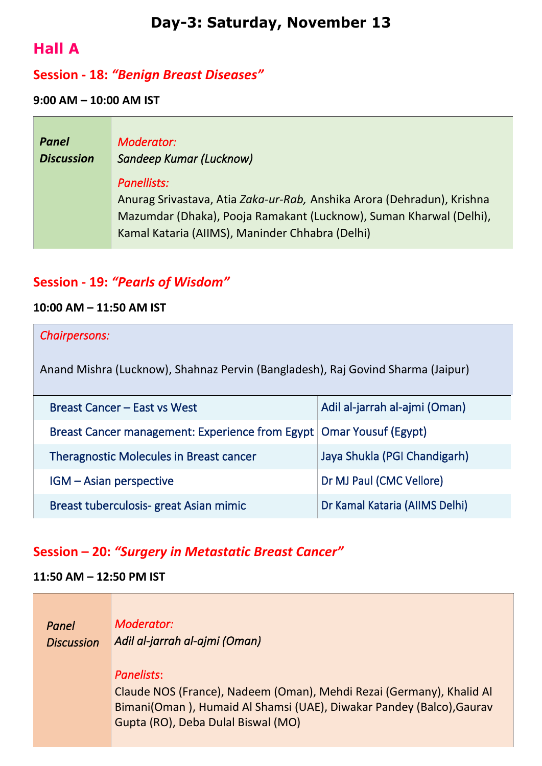# Day-3: Saturday, November 13

## Hall A

### Session - 18: *"Benign Breast Diseases"*

**9:00 AM – 10:00 AM IST**

| | |
|---|---|
| ***Panel Discussion*** | *Moderator:*<br>*Sandeep Kumar (Lucknow)*<br><br>*Panellists:*<br>Anurag Srivastava, Atia *Zaka-ur-Rab,* Anshika Arora (Dehradun), Krishna Mazumdar (Dhaka), Pooja Ramakant (Lucknow), Suman Kharwal (Delhi), Kamal Kataria (AIIMS), Maninder Chhabra (Delhi) |

### Session - 19: *"Pearls of Wisdom"*

**10:00 AM – 11:50 AM IST**

*Chairpersons:*

Anand Mishra (Lucknow), Shahnaz Pervin (Bangladesh), Raj Govind Sharma (Jaipur)

| | |
|---|---|
| Breast Cancer – East vs West | Adil al-jarrah al-ajmi (Oman) |
| Breast Cancer management: Experience from Egypt | Omar Yousuf (Egypt) |
| Theragnostic Molecules in Breast cancer | Jaya Shukla (PGI Chandigarh) |
| IGM – Asian perspective | Dr MJ Paul (CMC Vellore) |
| Breast tuberculosis- great Asian mimic | Dr Kamal Kataria (AIIMS Delhi) |

### Session – 20: *"Surgery in Metastatic Breast Cancer"*

**11:50 AM – 12:50 PM IST**

| | |
|---|---|
| *Panel Discussion* | *Moderator:*<br>*Adil al-jarrah al-ajmi (Oman)*<br><br>*Panelists:*<br>Claude NOS (France), Nadeem (Oman), Mehdi Rezai (Germany), Khalid Al Bimani(Oman ), Humaid Al Shamsi (UAE), Diwakar Pandey (Balco),Gaurav Gupta (RO), Deba Dulal Biswal (MO) |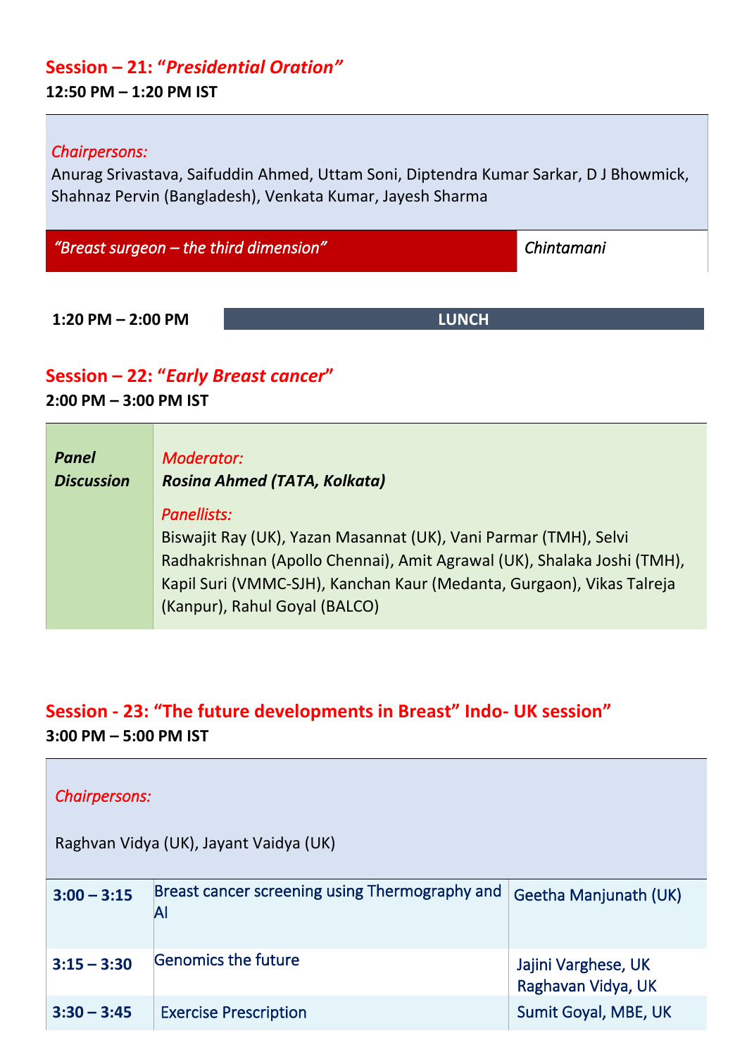## Session – 21: "*Presidential Oration*"

**12:50 PM – 1:20 PM IST**

*Chairpersons:*
Anurag Srivastava, Saifuddin Ahmed, Uttam Soni, Diptendra Kumar Sarkar, D J Bhowmick, Shahnaz Pervin (Bangladesh), Venkata Kumar, Jayesh Sharma

| *"Breast surgeon – the third dimension"* | *Chintamani* |
|---|---|

**1:20 PM – 2:00 PM** **LUNCH**

## Session – 22: "*Early Breast cancer*"

**2:00 PM – 3:00 PM IST**

| ***Panel Discussion*** | *Moderator:* ***Rosina Ahmed (TATA, Kolkata)*** *Panellists:* Biswajit Ray (UK), Yazan Masannat (UK), Vani Parmar (TMH), Selvi Radhakrishnan (Apollo Chennai), Amit Agrawal (UK), Shalaka Joshi (TMH), Kapil Suri (VMMC-SJH), Kanchan Kaur (Medanta, Gurgaon), Vikas Talreja (Kanpur), Rahul Goyal (BALCO) |
|---|---|

## Session - 23: "The future developments in Breast" Indo- UK session"

**3:00 PM – 5:00 PM IST**

*Chairpersons:*

Raghvan Vidya (UK), Jayant Vaidya (UK)

| | | |
|---|---|---|
| **3:00 – 3:15** | Breast cancer screening using Thermography and AI | Geetha Manjunath (UK) |
| **3:15 – 3:30** | Genomics the future | Jajini Varghese, UK<br>Raghavan Vidya, UK |
| **3:30 – 3:45** | Exercise Prescription | Sumit Goyal, MBE, UK |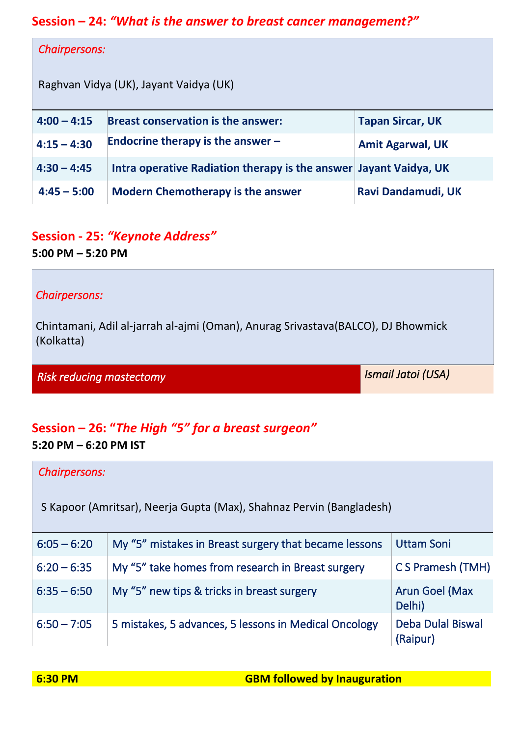## Session – 24: *"What is the answer to breast cancer management?"*

*Chairpersons:*

Raghvan Vidya (UK), Jayant Vaidya (UK)

| | | |
|---|---|---|
| **4:00 – 4:15** | **Breast conservation is the answer:** | **Tapan Sircar, UK** |
| **4:15 – 4:30** | **Endocrine therapy is the answer –** | **Amit Agarwal, UK** |
| **4:30 – 4:45** | **Intra operative Radiation therapy is the answer** | **Jayant Vaidya, UK** |
| **4:45 – 5:00** | **Modern Chemotherapy is the answer** | **Ravi Dandamudi, UK** |

## Session - 25: *"Keynote Address"*

**5:00 PM – 5:20 PM**

*Chairpersons:*

Chintamani, Adil al-jarrah al-ajmi (Oman), Anurag Srivastava(BALCO), DJ Bhowmick (Kolkatta)

| | |
|---|---|
| *Risk reducing mastectomy* | *Ismail Jatoi (USA)* |

## Session – 26: *"The High "5" for a breast surgeon"*

**5:20 PM – 6:20 PM IST**

*Chairpersons:*

S Kapoor (Amritsar), Neerja Gupta (Max), Shahnaz Pervin (Bangladesh)

| | | |
|---|---|---|
| 6:05 – 6:20 | My "5" mistakes in Breast surgery that became lessons | Uttam Soni |
| 6:20 – 6:35 | My "5" take homes from research in Breast surgery | C S Pramesh (TMH) |
| 6:35 – 6:50 | My "5" new tips & tricks in breast surgery | Arun Goel (Max Delhi) |
| 6:50 – 7:05 | 5 mistakes, 5 advances, 5 lessons in Medical Oncology | Deba Dulal Biswal (Raipur) |

| | |
|---|---|
| **6:30 PM** | **GBM followed by Inauguration** |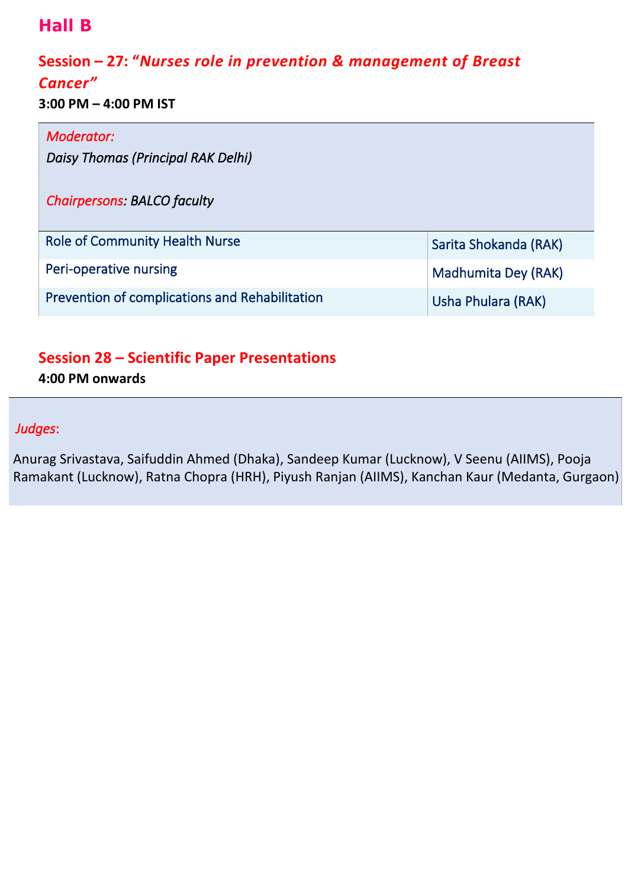## Hall B

### Session – 27: "*Nurses role in prevention & management of Breast Cancer*"

**3:00 PM – 4:00 PM IST**

*Moderator:*
*Daisy Thomas (Principal RAK Delhi)*

*Chairpersons: BALCO faculty*

| Topic | Speaker |
|---|---|
| Role of Community Health Nurse | Sarita Shokanda (RAK) |
| Peri-operative nursing | Madhumita Dey (RAK) |
| Prevention of complications and Rehabilitation | Usha Phulara (RAK) |

### Session 28 – Scientific Paper Presentations

**4:00 PM onwards**

*Judges*:

Anurag Srivastava, Saifuddin Ahmed (Dhaka), Sandeep Kumar (Lucknow), V Seenu (AIIMS), Pooja Ramakant (Lucknow), Ratna Chopra (HRH), Piyush Ranjan (AIIMS), Kanchan Kaur (Medanta, Gurgaon)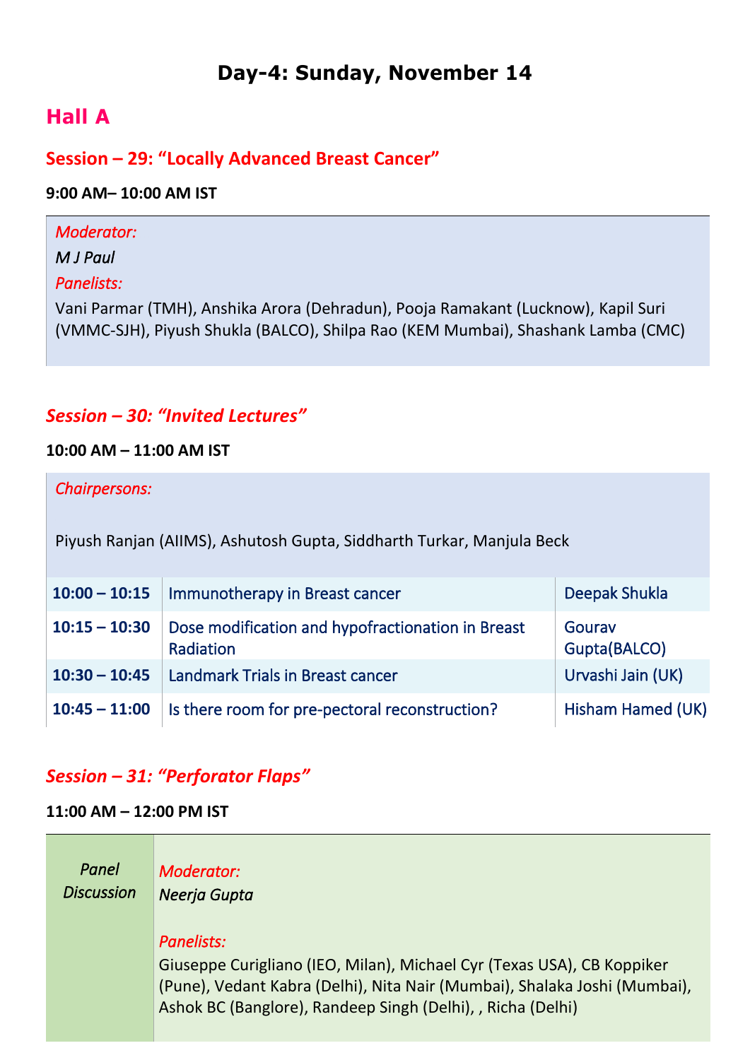# Day-4: Sunday, November 14

## Hall A

### Session – 29: "Locally Advanced Breast Cancer"

**9:00 AM– 10:00 AM IST**

*Moderator:*

*M J Paul*

*Panelists:*

Vani Parmar (TMH), Anshika Arora (Dehradun), Pooja Ramakant (Lucknow), Kapil Suri (VMMC-SJH), Piyush Shukla (BALCO), Shilpa Rao (KEM Mumbai), Shashank Lamba (CMC)

### *Session – 30: "Invited Lectures"*

**10:00 AM – 11:00 AM IST**

*Chairpersons:*

Piyush Ranjan (AIIMS), Ashutosh Gupta, Siddharth Turkar, Manjula Beck

| | | |
|---|---|---|
| **10:00 – 10:15** | Immunotherapy in Breast cancer | Deepak Shukla |
| **10:15 – 10:30** | Dose modification and hypofractionation in Breast Radiation | Gourav Gupta(BALCO) |
| **10:30 – 10:45** | Landmark Trials in Breast cancer | Urvashi Jain (UK) |
| **10:45 – 11:00** | Is there room for pre-pectoral reconstruction? | Hisham Hamed (UK) |

### *Session – 31: "Perforator Flaps"*

**11:00 AM – 12:00 PM IST**

*Panel Discussion*

*Moderator:*

*Neerja Gupta*

*Panelists:*

Giuseppe Curigliano (IEO, Milan), Michael Cyr (Texas USA), CB Koppiker (Pune), Vedant Kabra (Delhi), Nita Nair (Mumbai), Shalaka Joshi (Mumbai), Ashok BC (Banglore), Randeep Singh (Delhi), , Richa (Delhi)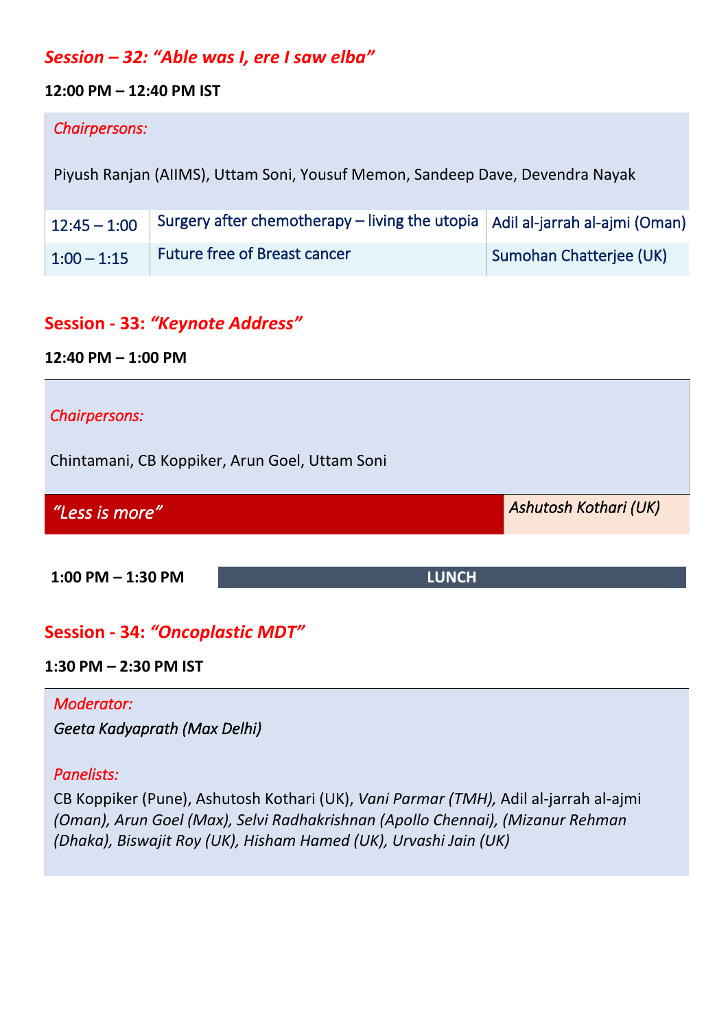## *Session – 32: "Able was I, ere I saw elba"*

**12:00 PM – 12:40 PM IST**

*Chairpersons:*

Piyush Ranjan (AIIMS), Uttam Soni, Yousuf Memon, Sandeep Dave, Devendra Nayak

| | | |
|---|---|---|
| 12:45 – 1:00 | Surgery after chemotherapy – living the utopia | Adil al-jarrah al-ajmi (Oman) |
| 1:00 – 1:15 | Future free of Breast cancer | Sumohan Chatterjee (UK) |

## Session - 33: *"Keynote Address"*

**12:40 PM – 1:00 PM**

*Chairpersons:*

Chintamani, CB Koppiker, Arun Goel, Uttam Soni

| | |
|---|---|
| *"Less is more"* | *Ashutosh Kothari (UK)* |

| | |
|---|---|
| **1:00 PM – 1:30 PM** | **LUNCH** |

## Session - 34: *"Oncoplastic MDT"*

**1:30 PM – 2:30 PM IST**

*Moderator:*

*Geeta Kadyaprath (Max Delhi)*

*Panelists:*

CB Koppiker (Pune), Ashutosh Kothari (UK), *Vani Parmar (TMH),* Adil al-jarrah al-ajmi *(Oman), Arun Goel (Max), Selvi Radhakrishnan (Apollo Chennai), (Mizanur Rehman (Dhaka), Biswajit Roy (UK), Hisham Hamed (UK), Urvashi Jain (UK)*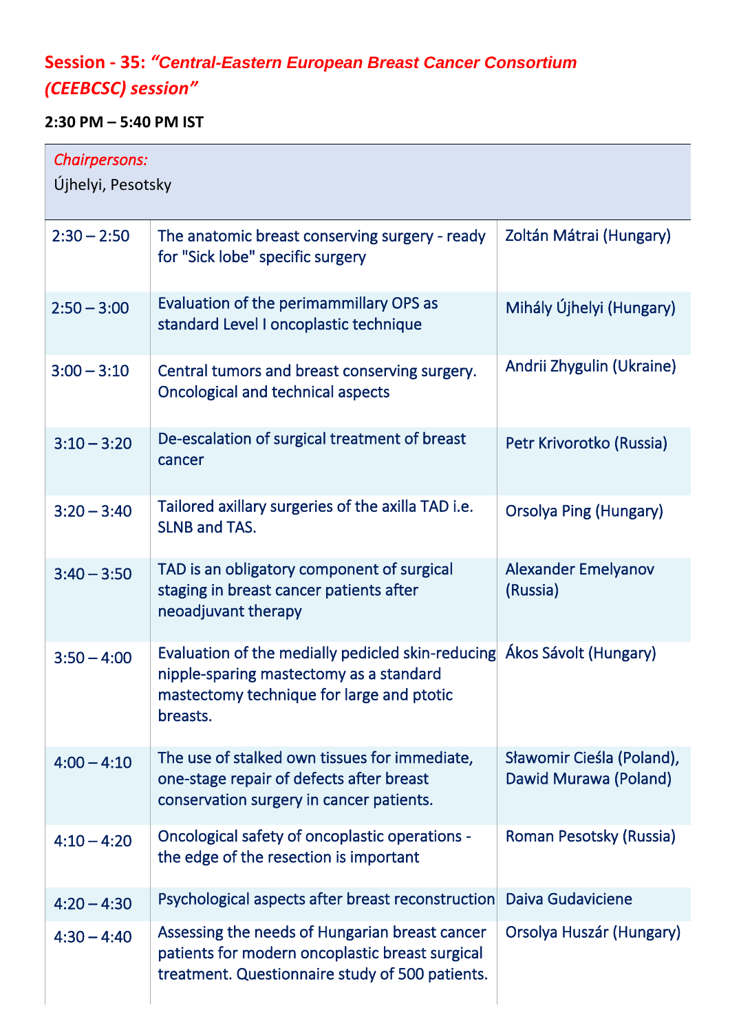**Session - 35:** ***"Central-Eastern European Breast Cancer Consortium (CEEBCSC) session"***

**2:30 PM – 5:40 PM IST**

| *Chairpersons:* Újhelyi, Pesotsky | | |
|---|---|---|
| 2:30 – 2:50 | The anatomic breast conserving surgery - ready for "Sick lobe" specific surgery | Zoltán Mátrai (Hungary) |
| 2:50 – 3:00 | Evaluation of the perimammillary OPS as standard Level I oncoplastic technique | Mihály Újhelyi (Hungary) |
| 3:00 – 3:10 | Central tumors and breast conserving surgery. Oncological and technical aspects | Andrii Zhygulin (Ukraine) |
| 3:10 – 3:20 | De-escalation of surgical treatment of breast cancer | Petr Krivorotko (Russia) |
| 3:20 – 3:40 | Tailored axillary surgeries of the axilla TAD i.e. SLNB and TAS. | Orsolya Ping (Hungary) |
| 3:40 – 3:50 | TAD is an obligatory component of surgical staging in breast cancer patients after neoadjuvant therapy | Alexander Emelyanov (Russia) |
| 3:50 – 4:00 | Evaluation of the medially pedicled skin-reducing nipple-sparing mastectomy as a standard mastectomy technique for large and ptotic breasts. | Ákos Sávolt (Hungary) |
| 4:00 – 4:10 | The use of stalked own tissues for immediate, one-stage repair of defects after breast conservation surgery in cancer patients. | Sławomir Cieśla (Poland), Dawid Murawa (Poland) |
| 4:10 – 4:20 | Oncological safety of oncoplastic operations - the edge of the resection is important | Roman Pesotsky (Russia) |
| 4:20 – 4:30 | Psychological aspects after breast reconstruction | Daiva Gudaviciene |
| 4:30 – 4:40 | Assessing the needs of Hungarian breast cancer patients for modern oncoplastic breast surgical treatment. Questionnaire study of 500 patients. | Orsolya Huszár (Hungary) |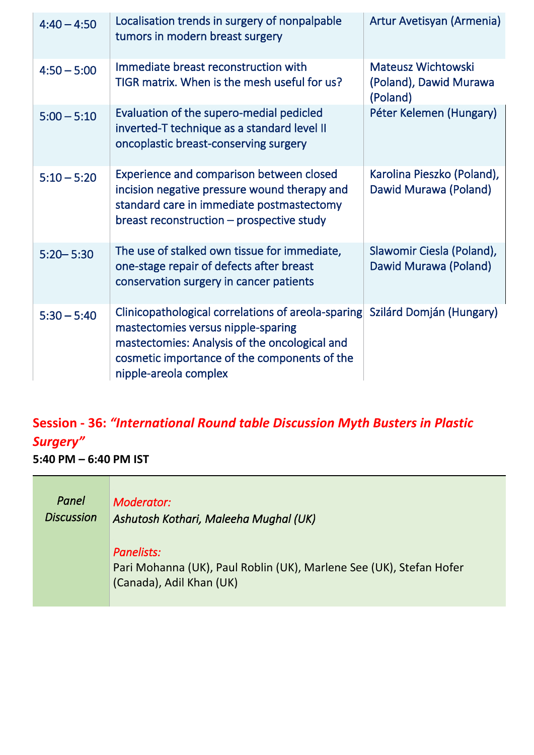| | | |
|---|---|---|
| 4:40 – 4:50 | Localisation trends in surgery of nonpalpable tumors in modern breast surgery | Artur Avetisyan (Armenia) |
| 4:50 – 5:00 | Immediate breast reconstruction with TIGR matrix. When is the mesh useful for us? | Mateusz Wichtowski (Poland), Dawid Murawa (Poland) |
| 5:00 – 5:10 | Evaluation of the supero-medial pedicled inverted-T technique as a standard level II oncoplastic breast-conserving surgery | Péter Kelemen (Hungary) |
| 5:10 – 5:20 | Experience and comparison between closed incision negative pressure wound therapy and standard care in immediate postmastectomy breast reconstruction – prospective study | Karolina Pieszko (Poland), Dawid Murawa (Poland) |
| 5:20– 5:30 | The use of stalked own tissue for immediate, one-stage repair of defects after breast conservation surgery in cancer patients | Slawomir Ciesla (Poland), Dawid Murawa (Poland) |
| 5:30 – 5:40 | Clinicopathological correlations of areola-sparing mastectomies versus nipple-sparing mastectomies: Analysis of the oncological and cosmetic importance of the components of the nipple-areola complex | Szilárd Domján (Hungary) |

## Session - 36: *"International Round table Discussion Myth Busters in Plastic Surgery"*

**5:40 PM – 6:40 PM IST**

| | |
|---|---|
| *Panel Discussion* | *Moderator:* *Ashutosh Kothari, Maleeha Mughal (UK)* <br><br> *Panelists:* Pari Mohanna (UK), Paul Roblin (UK), Marlene See (UK), Stefan Hofer (Canada), Adil Khan (UK) |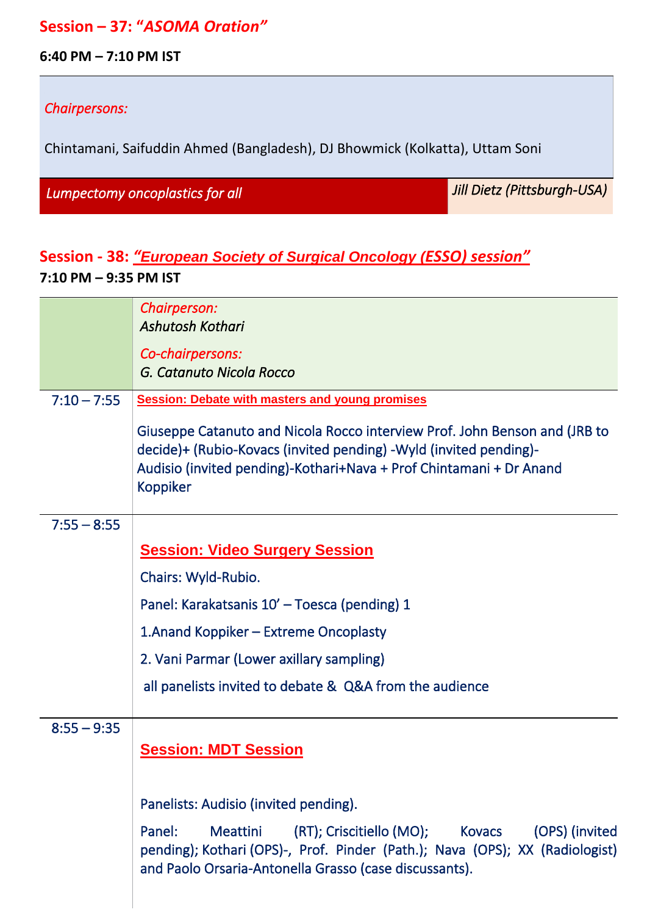## Session – 37: *"ASOMA Oration"*

**6:40 PM – 7:10 PM IST**

| *Chairpersons:* | |
|---|---|
| Chintamani, Saifuddin Ahmed (Bangladesh), DJ Bhowmick (Kolkatta), Uttam Soni | |
| *Lumpectomy oncoplastics for all* | *Jill Dietz (Pittsburgh-USA)* |

## Session - 38: *"European Society of Surgical Oncology (ESSO) session"*

**7:10 PM – 9:35 PM IST**

| | *Chairperson:* *Ashutosh Kothari* *Co-chairpersons:* *G. Catanuto Nicola Rocco* |
|---|---|
| 7:10 – 7:55 | **Session: Debate with masters and young promises** Giuseppe Catanuto and Nicola Rocco interview Prof. John Benson and (JRB to decide)+ (Rubio-Kovacs (invited pending) -Wyld (invited pending)-Audisio (invited pending)-Kothari+Nava + Prof Chintamani + Dr Anand Koppiker |
| 7:55 – 8:55 | **Session: Video Surgery Session** Chairs: Wyld-Rubio. Panel: Karakatsanis 10' – Toesca (pending) 1 1.Anand Koppiker – Extreme Oncoplasty 2. Vani Parmar (Lower axillary sampling) all panelists invited to debate & Q&A from the audience |
| 8:55 – 9:35 | **Session: MDT Session** Panelists: Audisio (invited pending). Panel: Meattini (RT); Criscitiello (MO); Kovacs (OPS) (invited pending); Kothari (OPS)-, Prof. Pinder (Path.); Nava (OPS); XX (Radiologist) and Paolo Orsaria-Antonella Grasso (case discussants). |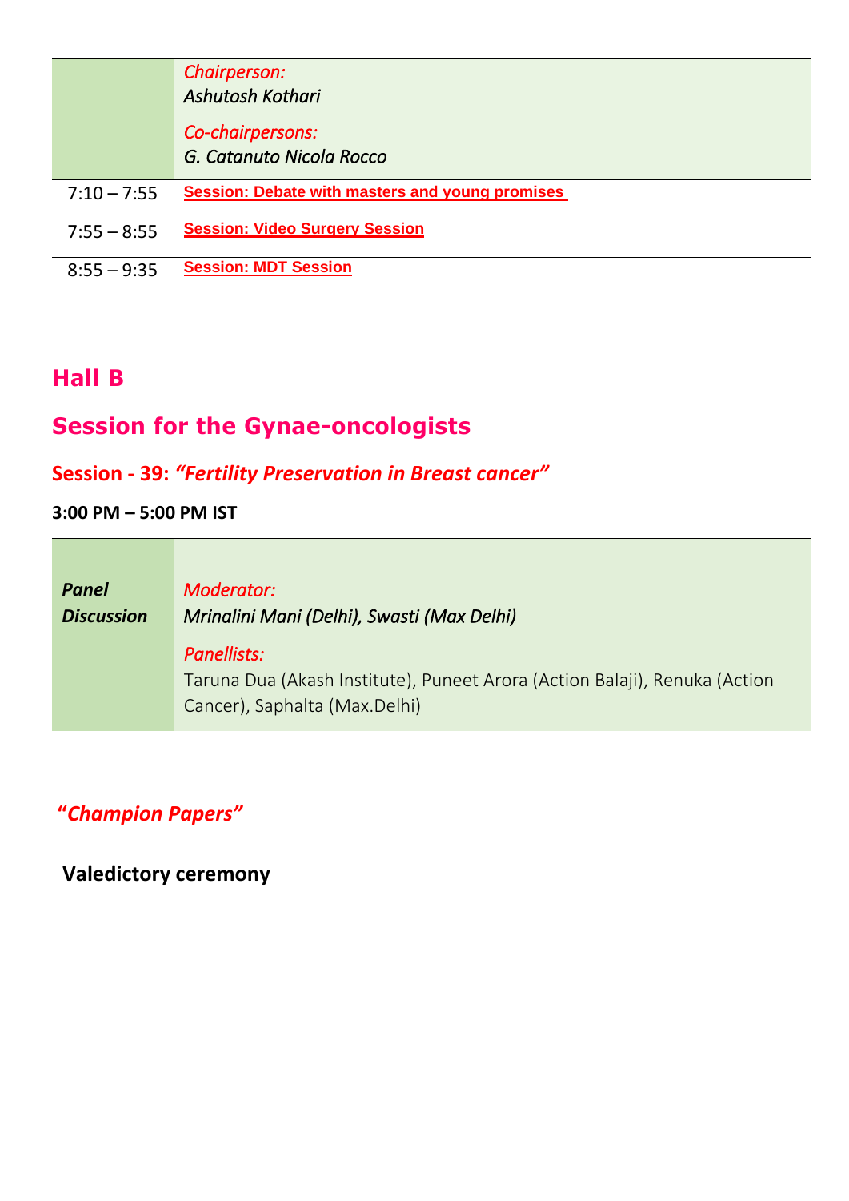| | |
|---|---|
| | *Chairperson:*<br>*Ashutosh Kothari*<br>*Co-chairpersons:*<br>*G. Catanuto Nicola Rocco* |
| 7:10 – 7:55 | **Session: Debate with masters and young promises** |
| 7:55 – 8:55 | **Session: Video Surgery Session** |
| 8:55 – 9:35 | **Session: MDT Session** |

## Hall B

## Session for the Gynae-oncologists

### Session - 39: *"Fertility Preservation in Breast cancer"*

**3:00 PM – 5:00 PM IST**

| | |
|---|---|
| ***Panel Discussion*** | *Moderator:*<br>*Mrinalini Mani (Delhi), Swasti (Max Delhi)*<br>*Panellists:*<br>Taruna Dua (Akash Institute), Puneet Arora (Action Balaji), Renuka (Action Cancer), Saphalta (Max.Delhi) |

***"Champion Papers"***

**Valedictory ceremony**